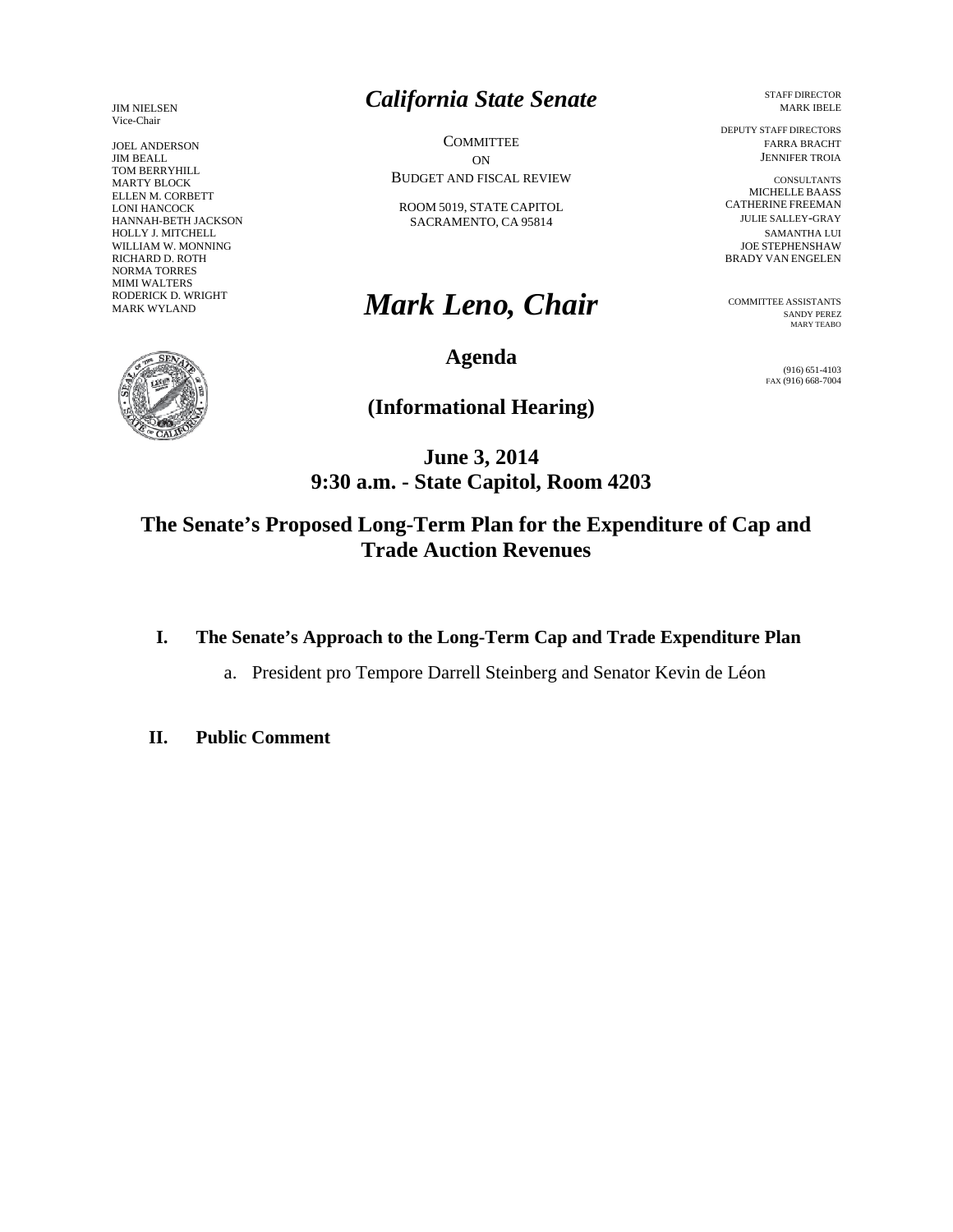JIM NIELSEN
Vice-Chair

JOEL ANDERSON
JIM BEALL
TOM BERRYHILL
MARTY BLOCK
ELLEN M. CORBETT
LONI HANCOCK
HANNAH-BETH JACKSON
HOLLY J. MITCHELL
WILLIAM W. MONNING
RICHARD D. ROTH
NORMA TORRES
MIMI WALTERS
RODERICK D. WRIGHT
MARK WYLAND

# *California State Senate*

COMMITTEE
ON
BUDGET AND FISCAL REVIEW

ROOM 5019, STATE CAPITOL
SACRAMENTO, CA 95814

STAFF DIRECTOR
MARK IBELE

DEPUTY STAFF DIRECTORS
FARRA BRACHT
JENNIFER TROIA

CONSULTANTS
MICHELLE BAASS
CATHERINE FREEMAN
JULIE SALLEY-GRAY
SAMANTHA LUI
JOE STEPHENSHAW
BRADY VAN ENGELEN

COMMITTEE ASSISTANTS
SANDY PEREZ
MARY TEABO

(916) 651-4103
FAX (916) 668-7004

# *Mark Leno, Chair*

## Agenda

## (Informational Hearing)

**June 3, 2014**
**9:30 a.m. - State Capitol, Room 4203**

## The Senate's Proposed Long-Term Plan for the Expenditure of Cap and Trade Auction Revenues

**I. The Senate's Approach to the Long-Term Cap and Trade Expenditure Plan**

a. President pro Tempore Darrell Steinberg and Senator Kevin de Léon

**II. Public Comment**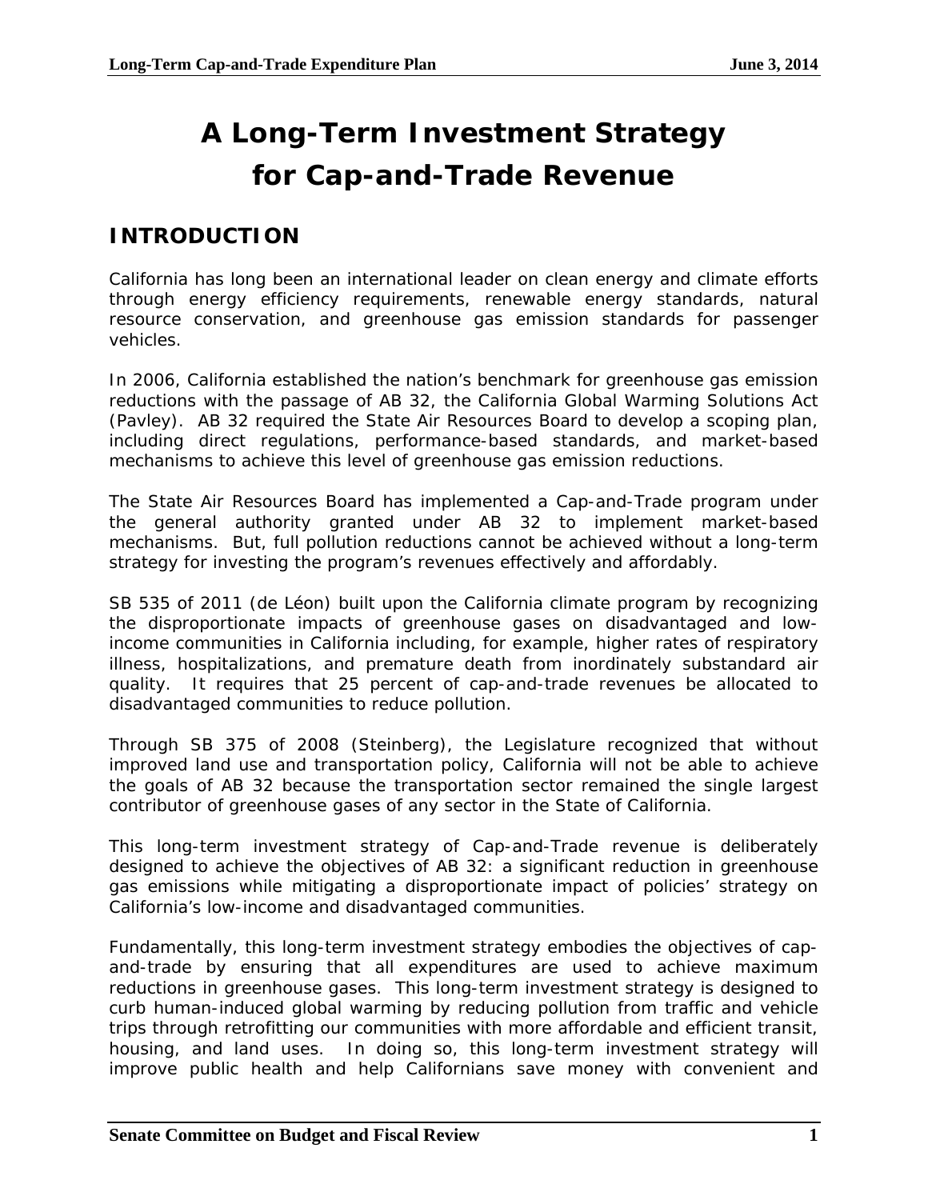# A Long-Term Investment Strategy for Cap-and-Trade Revenue

## INTRODUCTION

California has long been an international leader on clean energy and climate efforts through energy efficiency requirements, renewable energy standards, natural resource conservation, and greenhouse gas emission standards for passenger vehicles.

In 2006, California established the nation's benchmark for greenhouse gas emission reductions with the passage of AB 32, the California Global Warming Solutions Act (Pavley). AB 32 required the State Air Resources Board to develop a scoping plan, including direct regulations, performance-based standards, and market-based mechanisms to achieve this level of greenhouse gas emission reductions.

The State Air Resources Board has implemented a Cap-and-Trade program under the general authority granted under AB 32 to implement market-based mechanisms. But, full pollution reductions cannot be achieved without a long-term strategy for investing the program's revenues effectively and affordably.

SB 535 of 2011 (de Léon) built upon the California climate program by recognizing the disproportionate impacts of greenhouse gases on disadvantaged and low-income communities in California including, for example, higher rates of respiratory illness, hospitalizations, and premature death from inordinately substandard air quality. It requires that 25 percent of cap-and-trade revenues be allocated to disadvantaged communities to reduce pollution.

Through SB 375 of 2008 (Steinberg), the Legislature recognized that without improved land use and transportation policy, California will not be able to achieve the goals of AB 32 because the transportation sector remained the single largest contributor of greenhouse gases of any sector in the State of California.

This long-term investment strategy of Cap-and-Trade revenue is deliberately designed to achieve the objectives of AB 32: a significant reduction in greenhouse gas emissions while mitigating a disproportionate impact of policies' strategy on California's low-income and disadvantaged communities.

Fundamentally, this long-term investment strategy embodies the objectives of cap-and-trade by ensuring that all expenditures are used to achieve maximum reductions in greenhouse gases. This long-term investment strategy is designed to curb human-induced global warming by reducing pollution from traffic and vehicle trips through retrofitting our communities with more affordable and efficient transit, housing, and land uses. In doing so, this long-term investment strategy will improve public health and help Californians save money with convenient and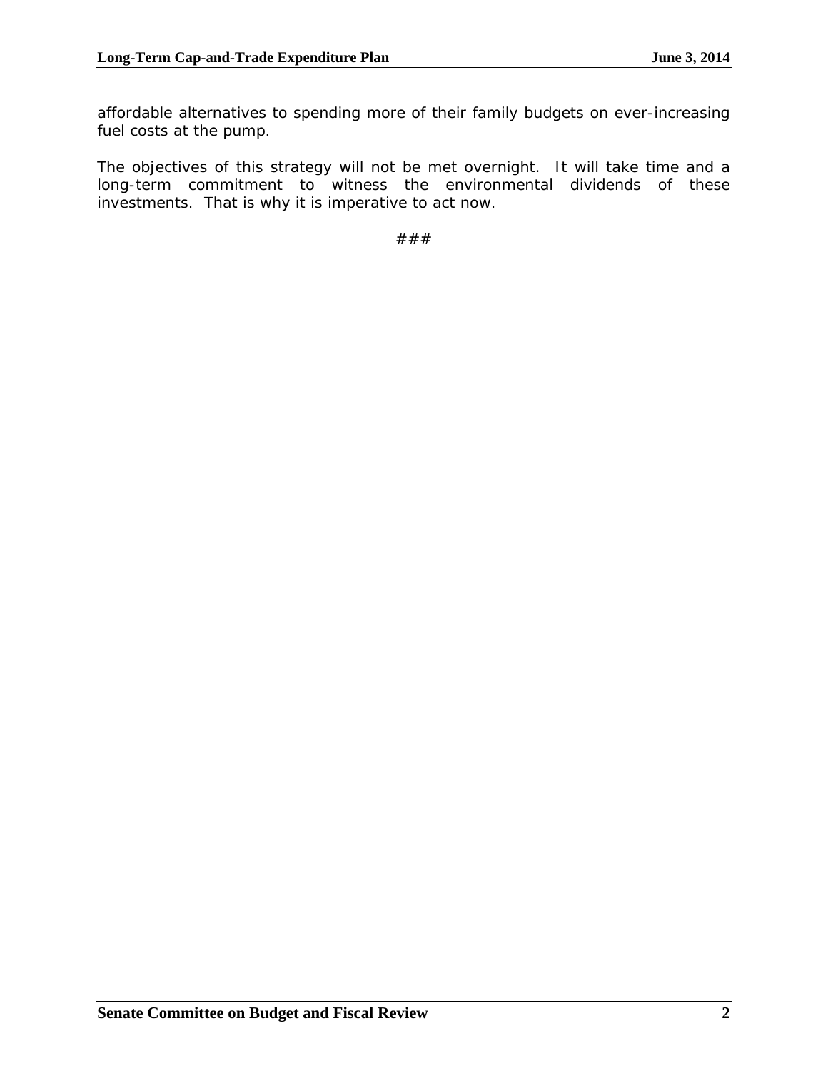affordable alternatives to spending more of their family budgets on ever-increasing fuel costs at the pump.

The objectives of this strategy will not be met overnight. It will take time and a long-term commitment to witness the environmental dividends of these investments. That is why it is imperative to act now.

###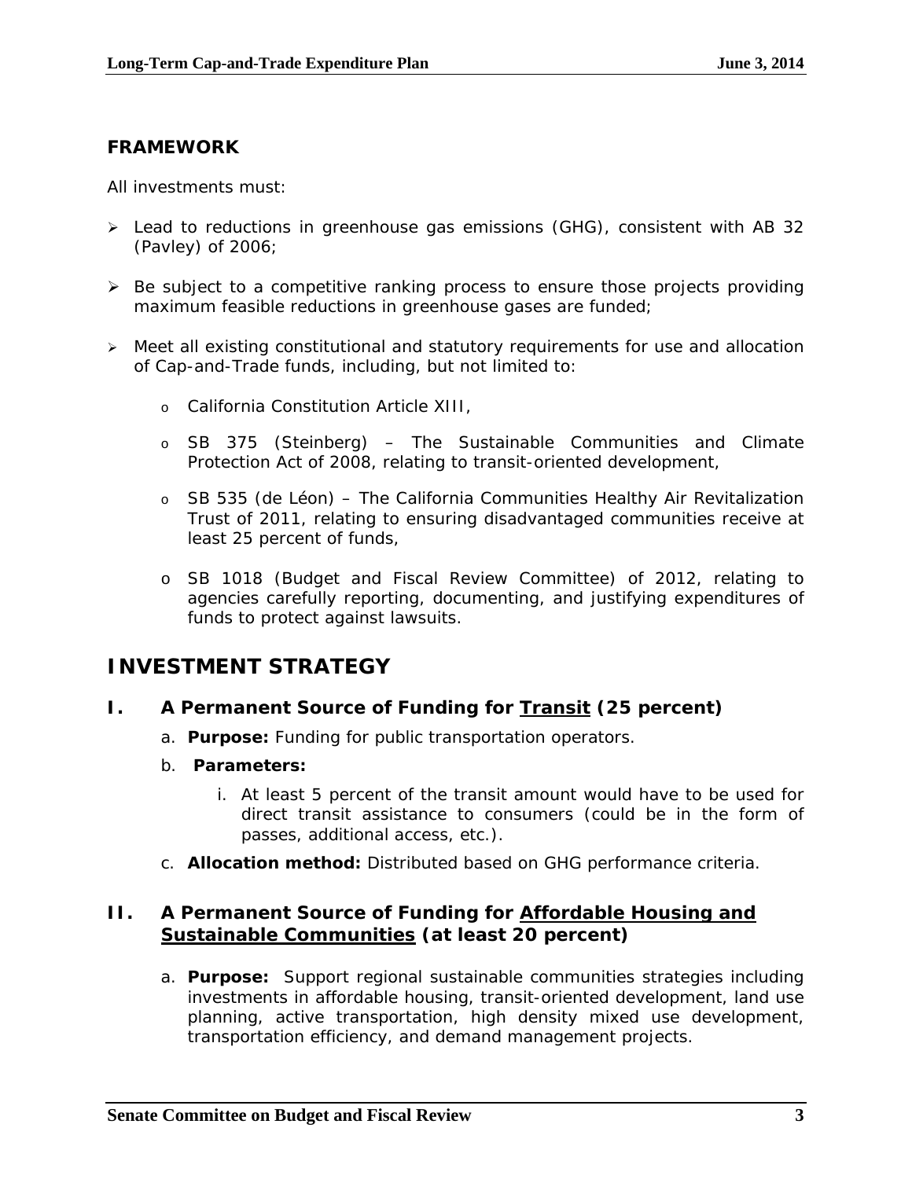### FRAMEWORK

All investments must:

- Lead to reductions in greenhouse gas emissions (GHG), consistent with AB 32 (Pavley) of 2006;
- Be subject to a competitive ranking process to ensure those projects providing maximum feasible reductions in greenhouse gases are funded;
- Meet all existing constitutional and statutory requirements for use and allocation of Cap-and-Trade funds, including, but not limited to:
  - California Constitution Article XIII,
  - SB 375 (Steinberg) – The Sustainable Communities and Climate Protection Act of 2008, relating to transit-oriented development,
  - SB 535 (de Léon) – The California Communities Healthy Air Revitalization Trust of 2011, relating to ensuring disadvantaged communities receive at least 25 percent of funds,
  - SB 1018 (Budget and Fiscal Review Committee) of 2012, relating to agencies carefully reporting, documenting, and justifying expenditures of funds to protect against lawsuits.

## INVESTMENT STRATEGY

### I. A Permanent Source of Funding for <u>Transit</u> (25 percent)

a. **Purpose:** Funding for public transportation operators.

b. **Parameters:**

   i. At least 5 percent of the transit amount would have to be used for direct transit assistance to consumers (could be in the form of passes, additional access, etc.).

c. **Allocation method:** Distributed based on GHG performance criteria.

### II. A Permanent Source of Funding for <u>Affordable Housing and Sustainable Communities</u> (at least 20 percent)

a. **Purpose:** Support regional sustainable communities strategies including investments in affordable housing, transit-oriented development, land use planning, active transportation, high density mixed use development, transportation efficiency, and demand management projects.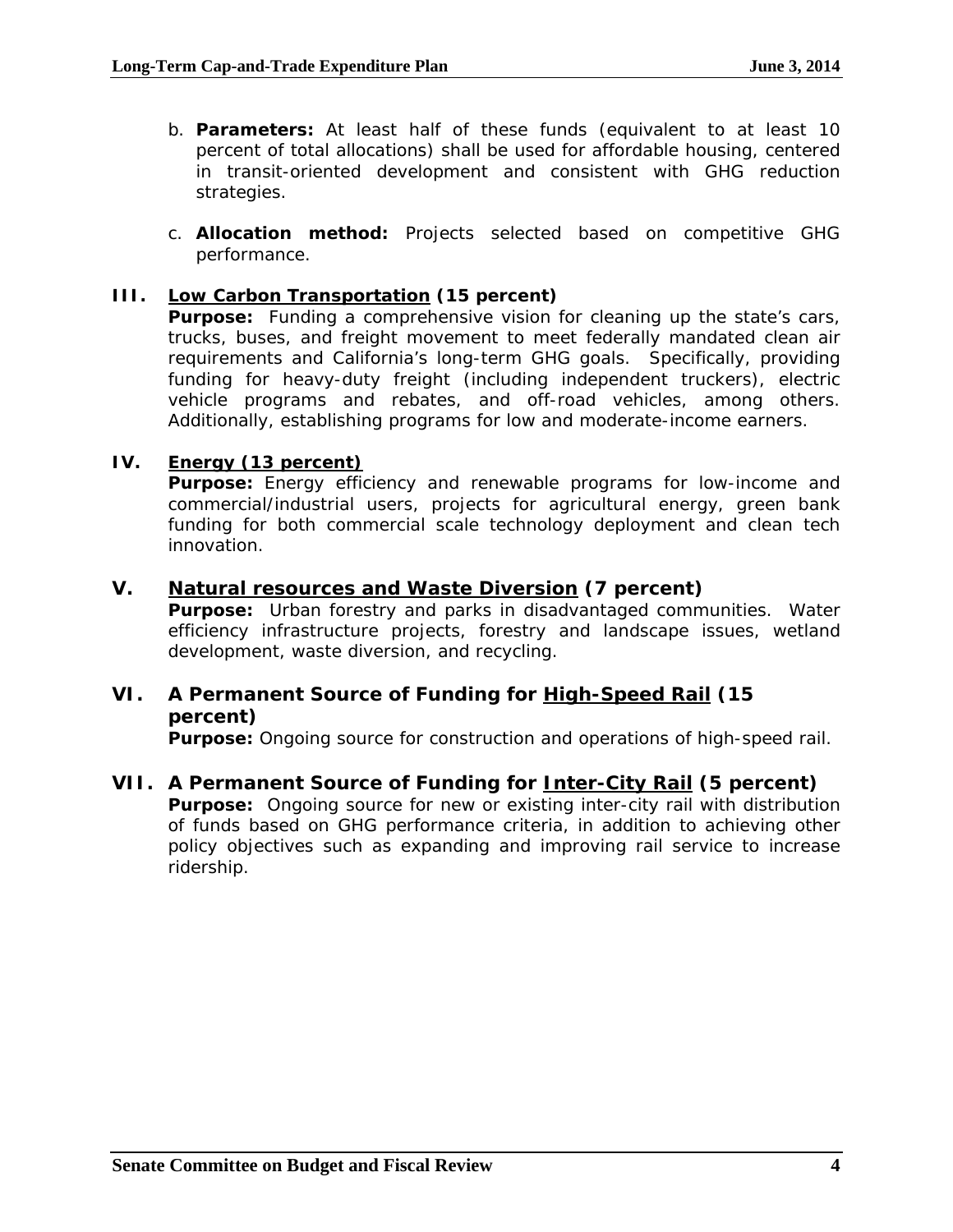b. **Parameters:** At least half of these funds (equivalent to at least 10 percent of total allocations) shall be used for affordable housing, centered in transit-oriented development and consistent with GHG reduction strategies.

c. **Allocation method:** Projects selected based on competitive GHG performance.

## III. **Low Carbon Transportation (15 percent)**

**Purpose:** Funding a comprehensive vision for cleaning up the state's cars, trucks, buses, and freight movement to meet federally mandated clean air requirements and California's long-term GHG goals. Specifically, providing funding for heavy-duty freight (including independent truckers), electric vehicle programs and rebates, and off-road vehicles, among others. Additionally, establishing programs for low and moderate-income earners.

## IV. **Energy (13 percent)**

**Purpose:** Energy efficiency and renewable programs for low-income and commercial/industrial users, projects for agricultural energy, green bank funding for both commercial scale technology deployment and clean tech innovation.

## V. **Natural resources and Waste Diversion (7 percent)**

**Purpose:** Urban forestry and parks in disadvantaged communities. Water efficiency infrastructure projects, forestry and landscape issues, wetland development, waste diversion, and recycling.

## VI. **A Permanent Source of Funding for High-Speed Rail (15 percent)**

**Purpose:** Ongoing source for construction and operations of high-speed rail.

## VII. **A Permanent Source of Funding for Inter-City Rail (5 percent)**

**Purpose:** Ongoing source for new or existing inter-city rail with distribution of funds based on GHG performance criteria, in addition to achieving other policy objectives such as expanding and improving rail service to increase ridership.